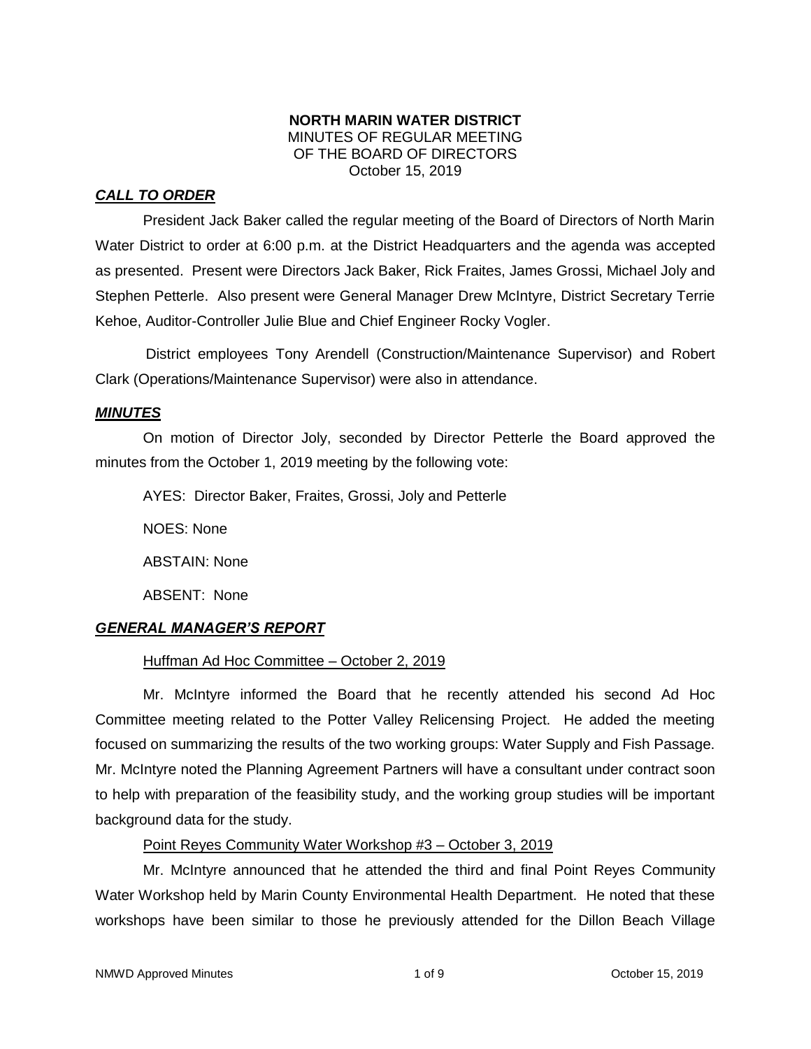**NORTH MARIN WATER DISTRICT**
MINUTES OF REGULAR MEETING
OF THE BOARD OF DIRECTORS
October 15, 2019

## ***CALL TO ORDER***

President Jack Baker called the regular meeting of the Board of Directors of North Marin Water District to order at 6:00 p.m. at the District Headquarters and the agenda was accepted as presented. Present were Directors Jack Baker, Rick Fraites, James Grossi, Michael Joly and Stephen Petterle. Also present were General Manager Drew McIntyre, District Secretary Terrie Kehoe, Auditor-Controller Julie Blue and Chief Engineer Rocky Vogler.

District employees Tony Arendell (Construction/Maintenance Supervisor) and Robert Clark (Operations/Maintenance Supervisor) were also in attendance.

## ***MINUTES***

On motion of Director Joly, seconded by Director Petterle the Board approved the minutes from the October 1, 2019 meeting by the following vote:

AYES: Director Baker, Fraites, Grossi, Joly and Petterle

NOES: None

ABSTAIN: None

ABSENT: None

## ***GENERAL MANAGER'S REPORT***

Huffman Ad Hoc Committee – October 2, 2019

Mr. McIntyre informed the Board that he recently attended his second Ad Hoc Committee meeting related to the Potter Valley Relicensing Project. He added the meeting focused on summarizing the results of the two working groups: Water Supply and Fish Passage. Mr. McIntyre noted the Planning Agreement Partners will have a consultant under contract soon to help with preparation of the feasibility study, and the working group studies will be important background data for the study.

Point Reyes Community Water Workshop #3 – October 3, 2019

Mr. McIntyre announced that he attended the third and final Point Reyes Community Water Workshop held by Marin County Environmental Health Department. He noted that these workshops have been similar to those he previously attended for the Dillon Beach Village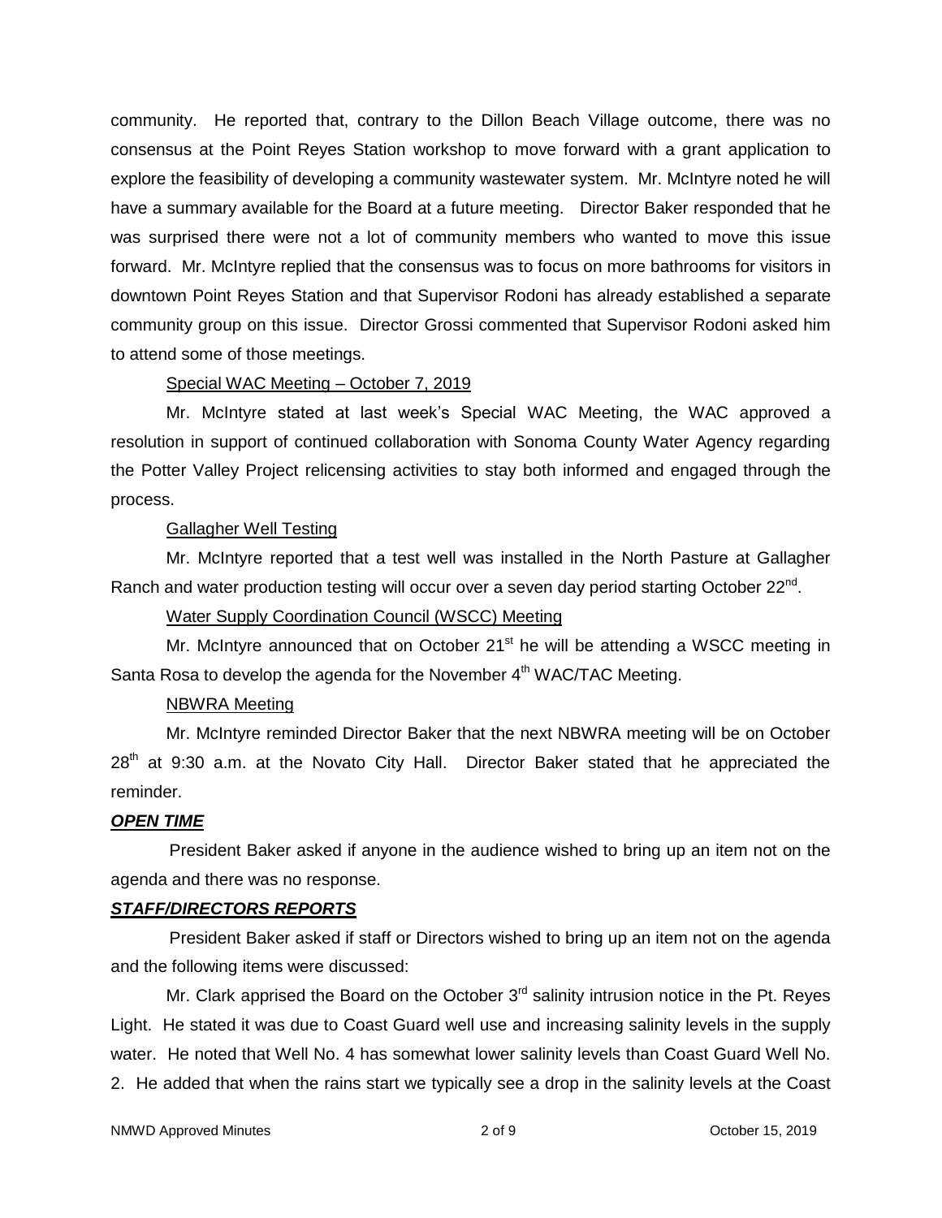community. He reported that, contrary to the Dillon Beach Village outcome, there was no consensus at the Point Reyes Station workshop to move forward with a grant application to explore the feasibility of developing a community wastewater system. Mr. McIntyre noted he will have a summary available for the Board at a future meeting. Director Baker responded that he was surprised there were not a lot of community members who wanted to move this issue forward. Mr. McIntyre replied that the consensus was to focus on more bathrooms for visitors in downtown Point Reyes Station and that Supervisor Rodoni has already established a separate community group on this issue. Director Grossi commented that Supervisor Rodoni asked him to attend some of those meetings.

Special WAC Meeting – October 7, 2019

Mr. McIntyre stated at last week's Special WAC Meeting, the WAC approved a resolution in support of continued collaboration with Sonoma County Water Agency regarding the Potter Valley Project relicensing activities to stay both informed and engaged through the process.

Gallagher Well Testing

Mr. McIntyre reported that a test well was installed in the North Pasture at Gallagher Ranch and water production testing will occur over a seven day period starting October 22nd.

Water Supply Coordination Council (WSCC) Meeting

Mr. McIntyre announced that on October 21st he will be attending a WSCC meeting in Santa Rosa to develop the agenda for the November 4th WAC/TAC Meeting.

NBWRA Meeting

Mr. McIntyre reminded Director Baker that the next NBWRA meeting will be on October 28th at 9:30 a.m. at the Novato City Hall. Director Baker stated that he appreciated the reminder.

***OPEN TIME***

President Baker asked if anyone in the audience wished to bring up an item not on the agenda and there was no response.

***STAFF/DIRECTORS REPORTS***

President Baker asked if staff or Directors wished to bring up an item not on the agenda and the following items were discussed:

Mr. Clark apprised the Board on the October 3rd salinity intrusion notice in the Pt. Reyes Light. He stated it was due to Coast Guard well use and increasing salinity levels in the supply water. He noted that Well No. 4 has somewhat lower salinity levels than Coast Guard Well No. 2. He added that when the rains start we typically see a drop in the salinity levels at the Coast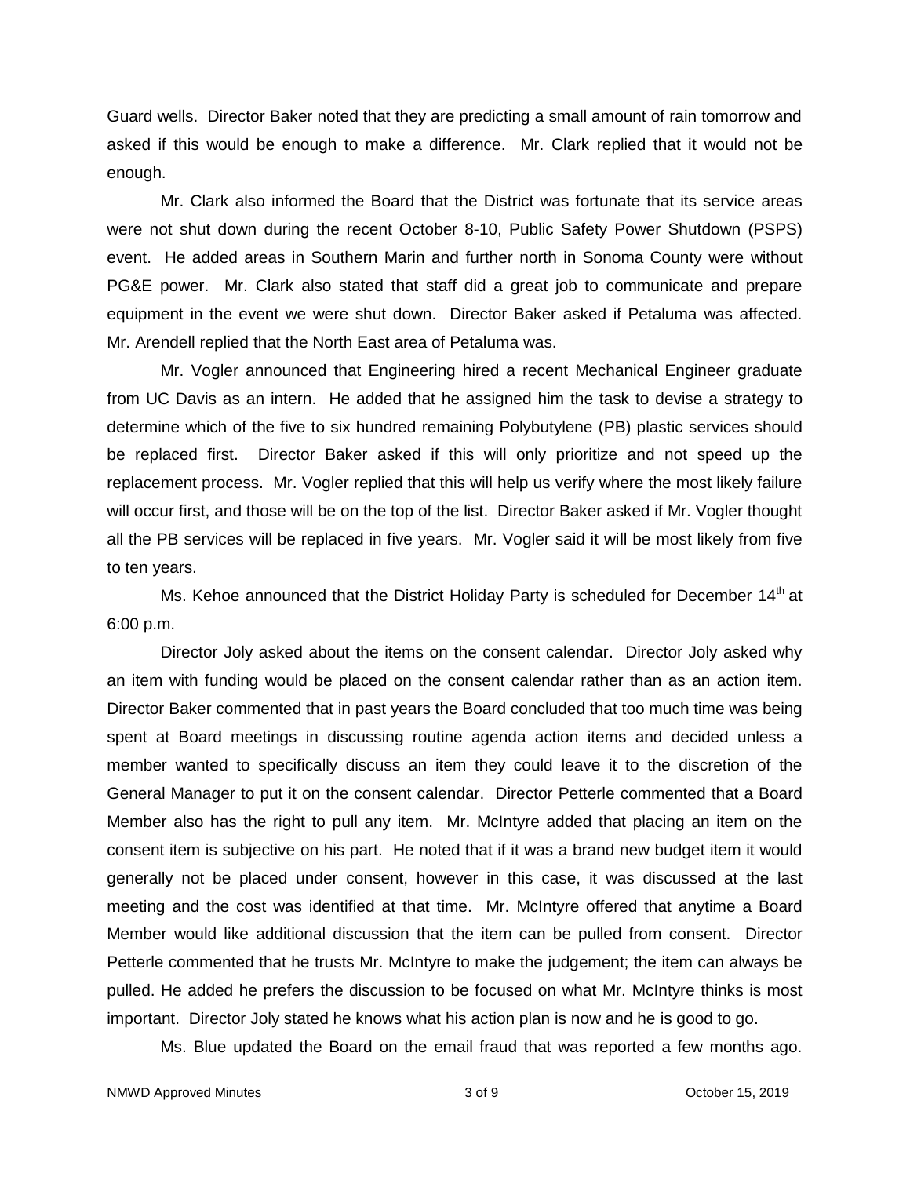Guard wells. Director Baker noted that they are predicting a small amount of rain tomorrow and asked if this would be enough to make a difference. Mr. Clark replied that it would not be enough.

Mr. Clark also informed the Board that the District was fortunate that its service areas were not shut down during the recent October 8-10, Public Safety Power Shutdown (PSPS) event. He added areas in Southern Marin and further north in Sonoma County were without PG&E power. Mr. Clark also stated that staff did a great job to communicate and prepare equipment in the event we were shut down. Director Baker asked if Petaluma was affected. Mr. Arendell replied that the North East area of Petaluma was.

Mr. Vogler announced that Engineering hired a recent Mechanical Engineer graduate from UC Davis as an intern. He added that he assigned him the task to devise a strategy to determine which of the five to six hundred remaining Polybutylene (PB) plastic services should be replaced first. Director Baker asked if this will only prioritize and not speed up the replacement process. Mr. Vogler replied that this will help us verify where the most likely failure will occur first, and those will be on the top of the list. Director Baker asked if Mr. Vogler thought all the PB services will be replaced in five years. Mr. Vogler said it will be most likely from five to ten years.

Ms. Kehoe announced that the District Holiday Party is scheduled for December 14th at 6:00 p.m.

Director Joly asked about the items on the consent calendar. Director Joly asked why an item with funding would be placed on the consent calendar rather than as an action item. Director Baker commented that in past years the Board concluded that too much time was being spent at Board meetings in discussing routine agenda action items and decided unless a member wanted to specifically discuss an item they could leave it to the discretion of the General Manager to put it on the consent calendar. Director Petterle commented that a Board Member also has the right to pull any item. Mr. McIntyre added that placing an item on the consent item is subjective on his part. He noted that if it was a brand new budget item it would generally not be placed under consent, however in this case, it was discussed at the last meeting and the cost was identified at that time. Mr. McIntyre offered that anytime a Board Member would like additional discussion that the item can be pulled from consent. Director Petterle commented that he trusts Mr. McIntyre to make the judgement; the item can always be pulled. He added he prefers the discussion to be focused on what Mr. McIntyre thinks is most important. Director Joly stated he knows what his action plan is now and he is good to go.

Ms. Blue updated the Board on the email fraud that was reported a few months ago.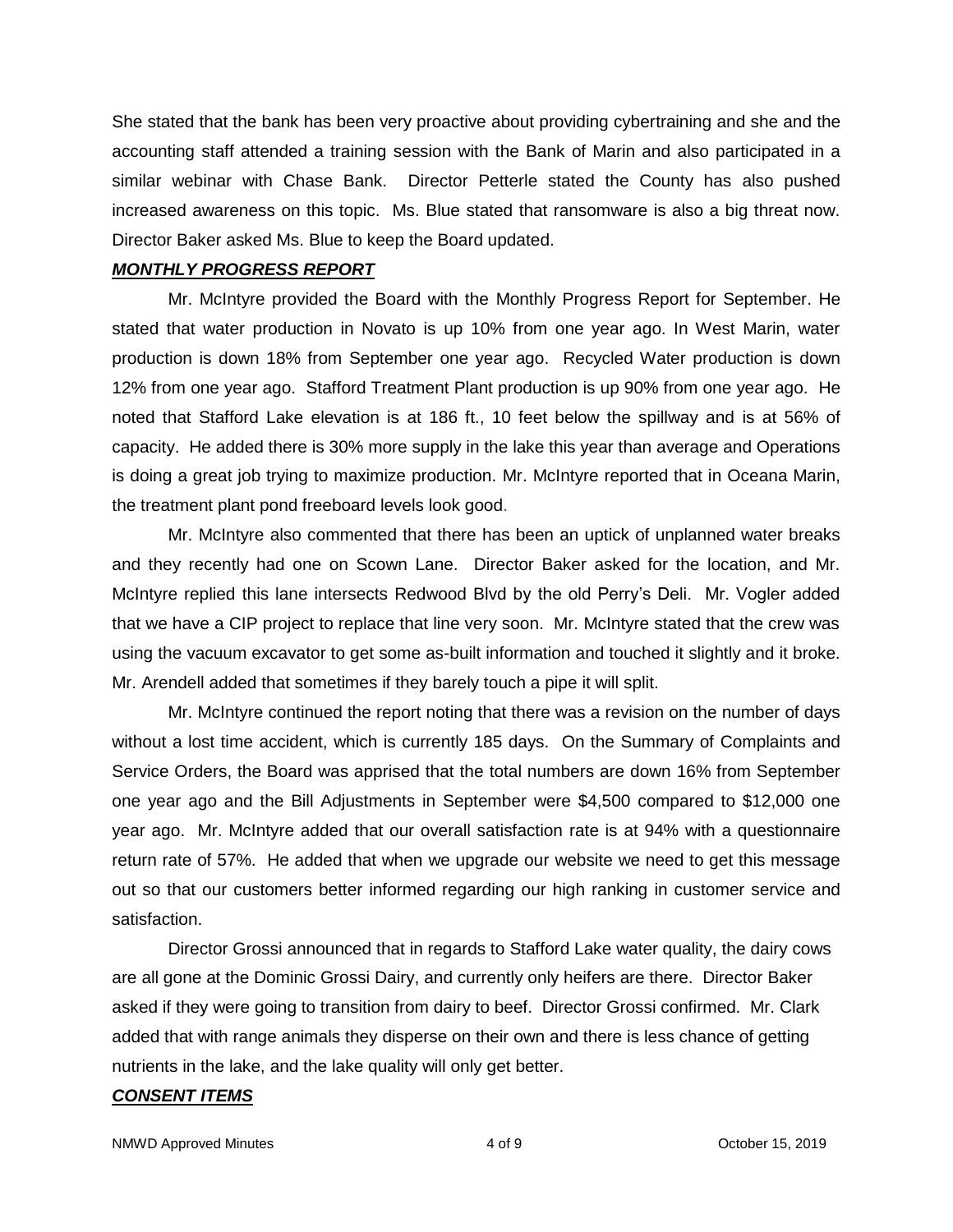She stated that the bank has been very proactive about providing cybertraining and she and the accounting staff attended a training session with the Bank of Marin and also participated in a similar webinar with Chase Bank. Director Petterle stated the County has also pushed increased awareness on this topic. Ms. Blue stated that ransomware is also a big threat now. Director Baker asked Ms. Blue to keep the Board updated.

***MONTHLY PROGRESS REPORT***

Mr. McIntyre provided the Board with the Monthly Progress Report for September. He stated that water production in Novato is up 10% from one year ago. In West Marin, water production is down 18% from September one year ago. Recycled Water production is down 12% from one year ago. Stafford Treatment Plant production is up 90% from one year ago. He noted that Stafford Lake elevation is at 186 ft., 10 feet below the spillway and is at 56% of capacity. He added there is 30% more supply in the lake this year than average and Operations is doing a great job trying to maximize production. Mr. McIntyre reported that in Oceana Marin, the treatment plant pond freeboard levels look good.

Mr. McIntyre also commented that there has been an uptick of unplanned water breaks and they recently had one on Scown Lane. Director Baker asked for the location, and Mr. McIntyre replied this lane intersects Redwood Blvd by the old Perry's Deli. Mr. Vogler added that we have a CIP project to replace that line very soon. Mr. McIntyre stated that the crew was using the vacuum excavator to get some as-built information and touched it slightly and it broke. Mr. Arendell added that sometimes if they barely touch a pipe it will split.

Mr. McIntyre continued the report noting that there was a revision on the number of days without a lost time accident, which is currently 185 days. On the Summary of Complaints and Service Orders, the Board was apprised that the total numbers are down 16% from September one year ago and the Bill Adjustments in September were $4,500 compared to $12,000 one year ago. Mr. McIntyre added that our overall satisfaction rate is at 94% with a questionnaire return rate of 57%. He added that when we upgrade our website we need to get this message out so that our customers better informed regarding our high ranking in customer service and satisfaction.

Director Grossi announced that in regards to Stafford Lake water quality, the dairy cows are all gone at the Dominic Grossi Dairy, and currently only heifers are there. Director Baker asked if they were going to transition from dairy to beef. Director Grossi confirmed. Mr. Clark added that with range animals they disperse on their own and there is less chance of getting nutrients in the lake, and the lake quality will only get better.

***CONSENT ITEMS***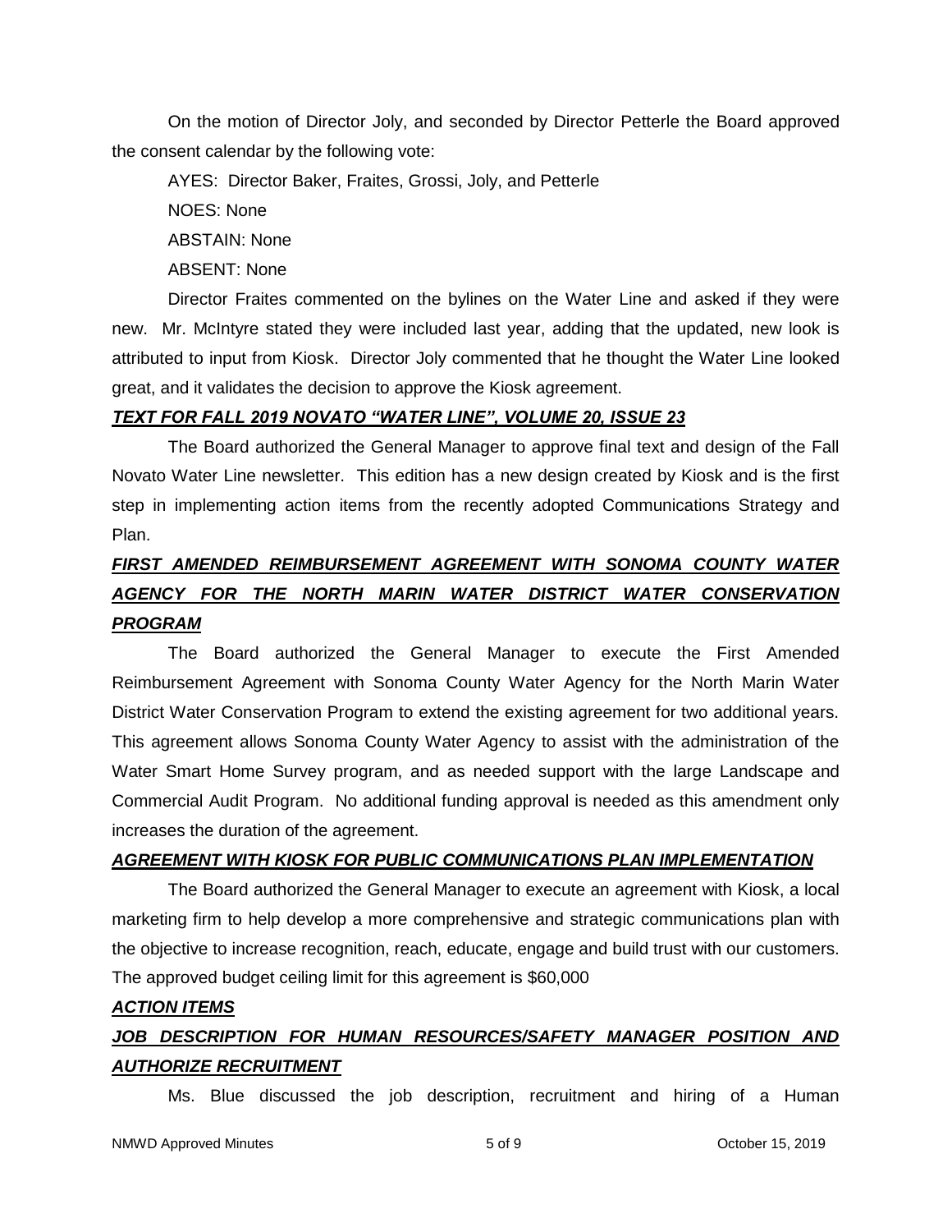On the motion of Director Joly, and seconded by Director Petterle the Board approved the consent calendar by the following vote:

AYES: Director Baker, Fraites, Grossi, Joly, and Petterle

NOES: None

ABSTAIN: None

ABSENT: None

Director Fraites commented on the bylines on the Water Line and asked if they were new. Mr. McIntyre stated they were included last year, adding that the updated, new look is attributed to input from Kiosk. Director Joly commented that he thought the Water Line looked great, and it validates the decision to approve the Kiosk agreement.

***TEXT FOR FALL 2019 NOVATO "WATER LINE", VOLUME 20, ISSUE 23***

The Board authorized the General Manager to approve final text and design of the Fall Novato Water Line newsletter. This edition has a new design created by Kiosk and is the first step in implementing action items from the recently adopted Communications Strategy and Plan.

***FIRST AMENDED REIMBURSEMENT AGREEMENT WITH SONOMA COUNTY WATER AGENCY FOR THE NORTH MARIN WATER DISTRICT WATER CONSERVATION PROGRAM***

The Board authorized the General Manager to execute the First Amended Reimbursement Agreement with Sonoma County Water Agency for the North Marin Water District Water Conservation Program to extend the existing agreement for two additional years. This agreement allows Sonoma County Water Agency to assist with the administration of the Water Smart Home Survey program, and as needed support with the large Landscape and Commercial Audit Program. No additional funding approval is needed as this amendment only increases the duration of the agreement.

***AGREEMENT WITH KIOSK FOR PUBLIC COMMUNICATIONS PLAN IMPLEMENTATION***

The Board authorized the General Manager to execute an agreement with Kiosk, a local marketing firm to help develop a more comprehensive and strategic communications plan with the objective to increase recognition, reach, educate, engage and build trust with our customers. The approved budget ceiling limit for this agreement is $60,000

***ACTION ITEMS***

***JOB DESCRIPTION FOR HUMAN RESOURCES/SAFETY MANAGER POSITION AND AUTHORIZE RECRUITMENT***

Ms. Blue discussed the job description, recruitment and hiring of a Human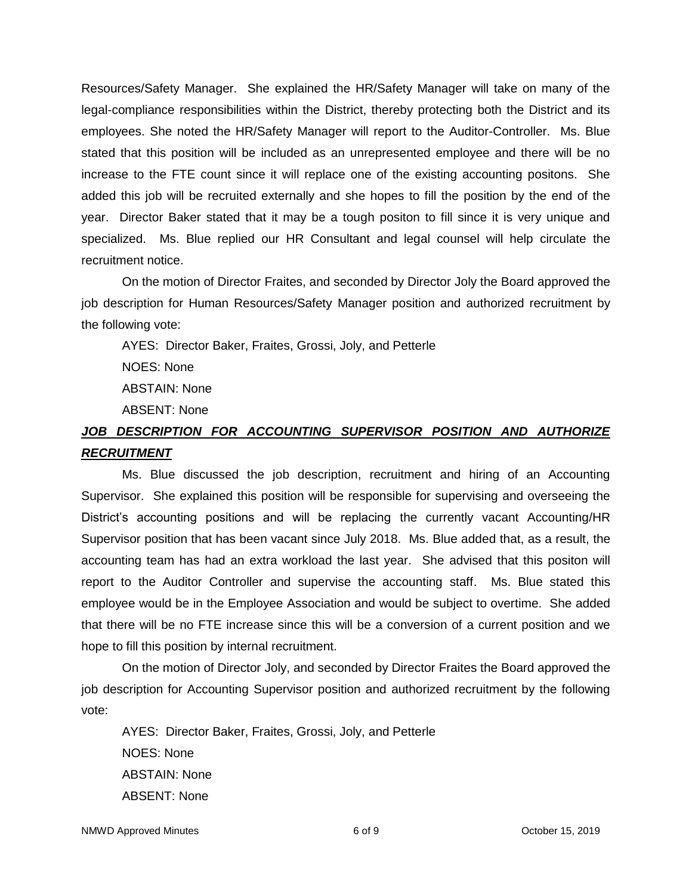Resources/Safety Manager. She explained the HR/Safety Manager will take on many of the legal-compliance responsibilities within the District, thereby protecting both the District and its employees. She noted the HR/Safety Manager will report to the Auditor-Controller. Ms. Blue stated that this position will be included as an unrepresented employee and there will be no increase to the FTE count since it will replace one of the existing accounting positons. She added this job will be recruited externally and she hopes to fill the position by the end of the year. Director Baker stated that it may be a tough positon to fill since it is very unique and specialized. Ms. Blue replied our HR Consultant and legal counsel will help circulate the recruitment notice.

On the motion of Director Fraites, and seconded by Director Joly the Board approved the job description for Human Resources/Safety Manager position and authorized recruitment by the following vote:

AYES: Director Baker, Fraites, Grossi, Joly, and Petterle

NOES: None

ABSTAIN: None

ABSENT: None

***JOB DESCRIPTION FOR ACCOUNTING SUPERVISOR POSITION AND AUTHORIZE RECRUITMENT***

Ms. Blue discussed the job description, recruitment and hiring of an Accounting Supervisor. She explained this position will be responsible for supervising and overseeing the District's accounting positions and will be replacing the currently vacant Accounting/HR Supervisor position that has been vacant since July 2018. Ms. Blue added that, as a result, the accounting team has had an extra workload the last year. She advised that this positon will report to the Auditor Controller and supervise the accounting staff. Ms. Blue stated this employee would be in the Employee Association and would be subject to overtime. She added that there will be no FTE increase since this will be a conversion of a current position and we hope to fill this position by internal recruitment.

On the motion of Director Joly, and seconded by Director Fraites the Board approved the job description for Accounting Supervisor position and authorized recruitment by the following vote:

AYES: Director Baker, Fraites, Grossi, Joly, and Petterle

NOES: None

ABSTAIN: None

ABSENT: None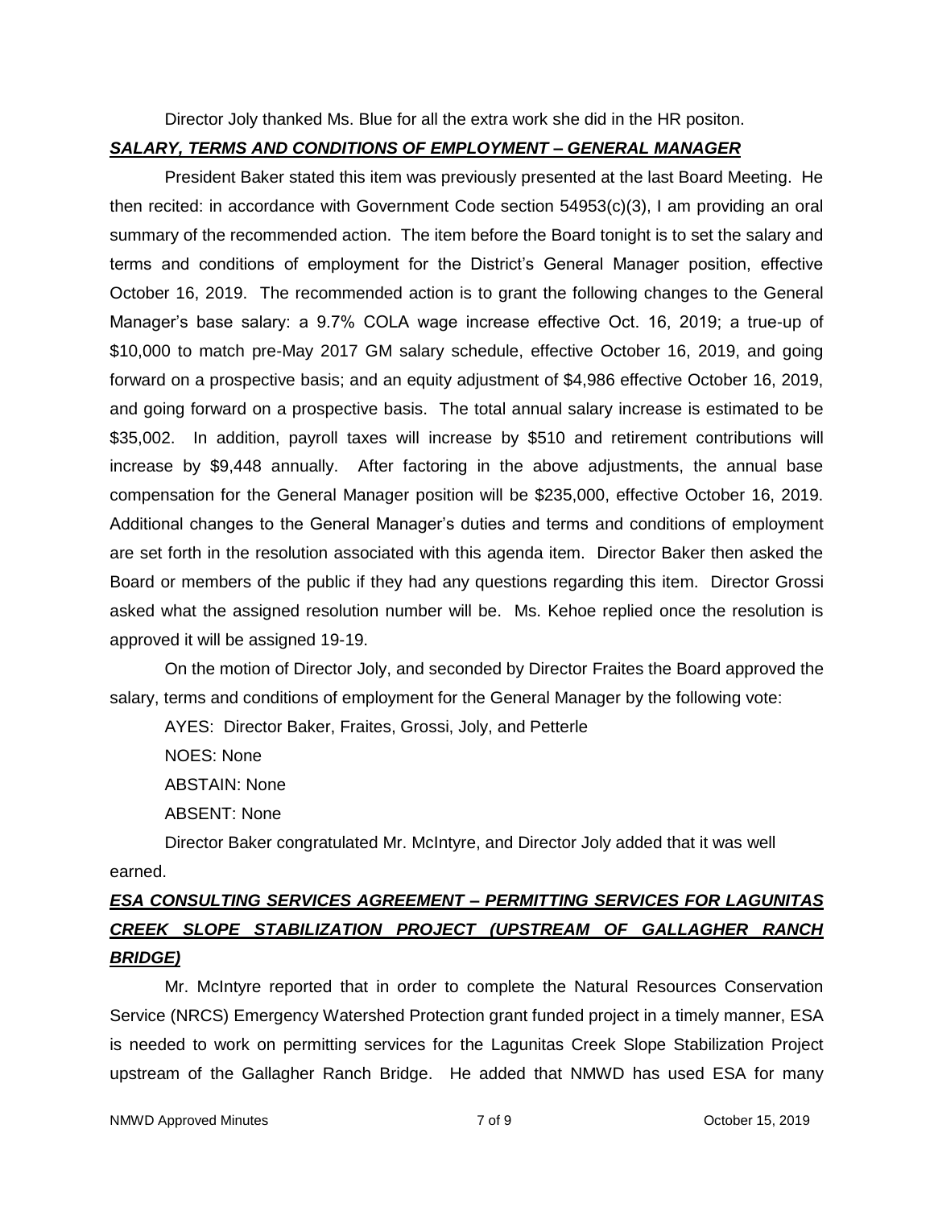Director Joly thanked Ms. Blue for all the extra work she did in the HR positon.

***SALARY, TERMS AND CONDITIONS OF EMPLOYMENT – GENERAL MANAGER***

President Baker stated this item was previously presented at the last Board Meeting. He then recited: in accordance with Government Code section 54953(c)(3), I am providing an oral summary of the recommended action. The item before the Board tonight is to set the salary and terms and conditions of employment for the District's General Manager position, effective October 16, 2019. The recommended action is to grant the following changes to the General Manager's base salary: a 9.7% COLA wage increase effective Oct. 16, 2019; a true-up of $10,000 to match pre-May 2017 GM salary schedule, effective October 16, 2019, and going forward on a prospective basis; and an equity adjustment of $4,986 effective October 16, 2019, and going forward on a prospective basis. The total annual salary increase is estimated to be $35,002. In addition, payroll taxes will increase by $510 and retirement contributions will increase by $9,448 annually. After factoring in the above adjustments, the annual base compensation for the General Manager position will be $235,000, effective October 16, 2019. Additional changes to the General Manager's duties and terms and conditions of employment are set forth in the resolution associated with this agenda item. Director Baker then asked the Board or members of the public if they had any questions regarding this item. Director Grossi asked what the assigned resolution number will be. Ms. Kehoe replied once the resolution is approved it will be assigned 19-19.

On the motion of Director Joly, and seconded by Director Fraites the Board approved the salary, terms and conditions of employment for the General Manager by the following vote:

AYES: Director Baker, Fraites, Grossi, Joly, and Petterle

NOES: None

ABSTAIN: None

ABSENT: None

Director Baker congratulated Mr. McIntyre, and Director Joly added that it was well earned.

***ESA CONSULTING SERVICES AGREEMENT – PERMITTING SERVICES FOR LAGUNITAS CREEK SLOPE STABILIZATION PROJECT (UPSTREAM OF GALLAGHER RANCH BRIDGE)***

Mr. McIntyre reported that in order to complete the Natural Resources Conservation Service (NRCS) Emergency Watershed Protection grant funded project in a timely manner, ESA is needed to work on permitting services for the Lagunitas Creek Slope Stabilization Project upstream of the Gallagher Ranch Bridge. He added that NMWD has used ESA for many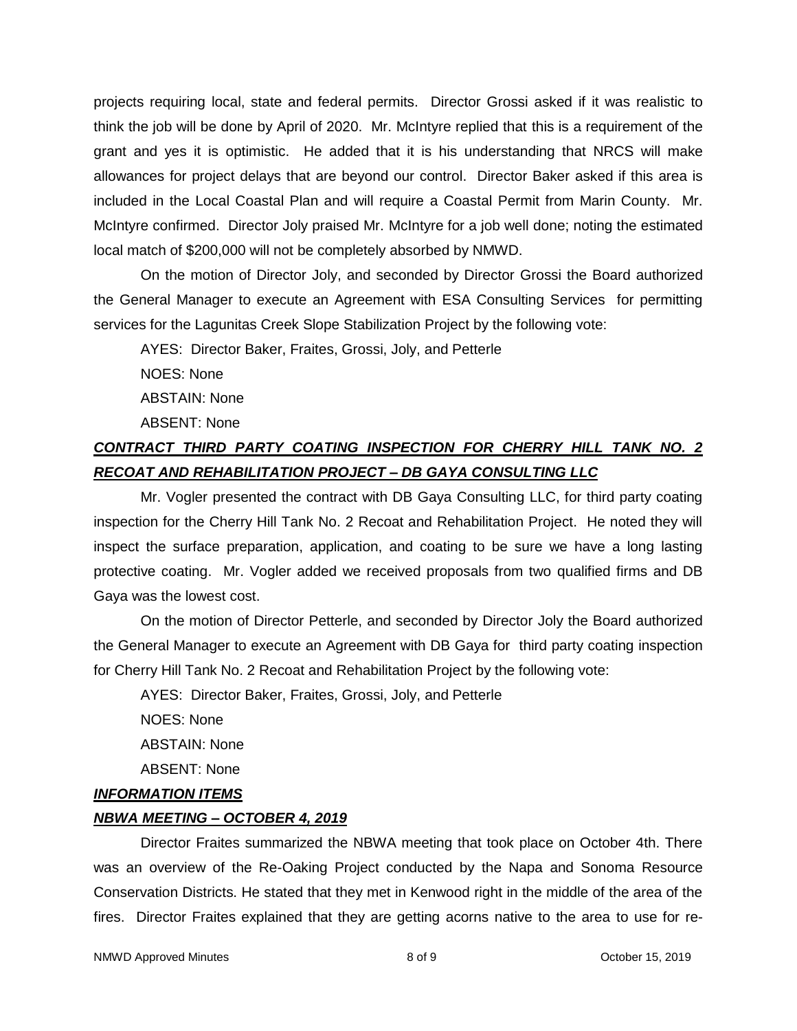projects requiring local, state and federal permits. Director Grossi asked if it was realistic to think the job will be done by April of 2020. Mr. McIntyre replied that this is a requirement of the grant and yes it is optimistic. He added that it is his understanding that NRCS will make allowances for project delays that are beyond our control. Director Baker asked if this area is included in the Local Coastal Plan and will require a Coastal Permit from Marin County. Mr. McIntyre confirmed. Director Joly praised Mr. McIntyre for a job well done; noting the estimated local match of $200,000 will not be completely absorbed by NMWD.

On the motion of Director Joly, and seconded by Director Grossi the Board authorized the General Manager to execute an Agreement with ESA Consulting Services for permitting services for the Lagunitas Creek Slope Stabilization Project by the following vote:

AYES: Director Baker, Fraites, Grossi, Joly, and Petterle

NOES: None

ABSTAIN: None

ABSENT: None

***CONTRACT THIRD PARTY COATING INSPECTION FOR CHERRY HILL TANK NO. 2 RECOAT AND REHABILITATION PROJECT – DB GAYA CONSULTING LLC***

Mr. Vogler presented the contract with DB Gaya Consulting LLC, for third party coating inspection for the Cherry Hill Tank No. 2 Recoat and Rehabilitation Project. He noted they will inspect the surface preparation, application, and coating to be sure we have a long lasting protective coating. Mr. Vogler added we received proposals from two qualified firms and DB Gaya was the lowest cost.

On the motion of Director Petterle, and seconded by Director Joly the Board authorized the General Manager to execute an Agreement with DB Gaya for third party coating inspection for Cherry Hill Tank No. 2 Recoat and Rehabilitation Project by the following vote:

AYES: Director Baker, Fraites, Grossi, Joly, and Petterle

NOES: None

ABSTAIN: None

ABSENT: None

***INFORMATION ITEMS***

***NBWA MEETING – OCTOBER 4, 2019***

Director Fraites summarized the NBWA meeting that took place on October 4th. There was an overview of the Re-Oaking Project conducted by the Napa and Sonoma Resource Conservation Districts. He stated that they met in Kenwood right in the middle of the area of the fires. Director Fraites explained that they are getting acorns native to the area to use for re-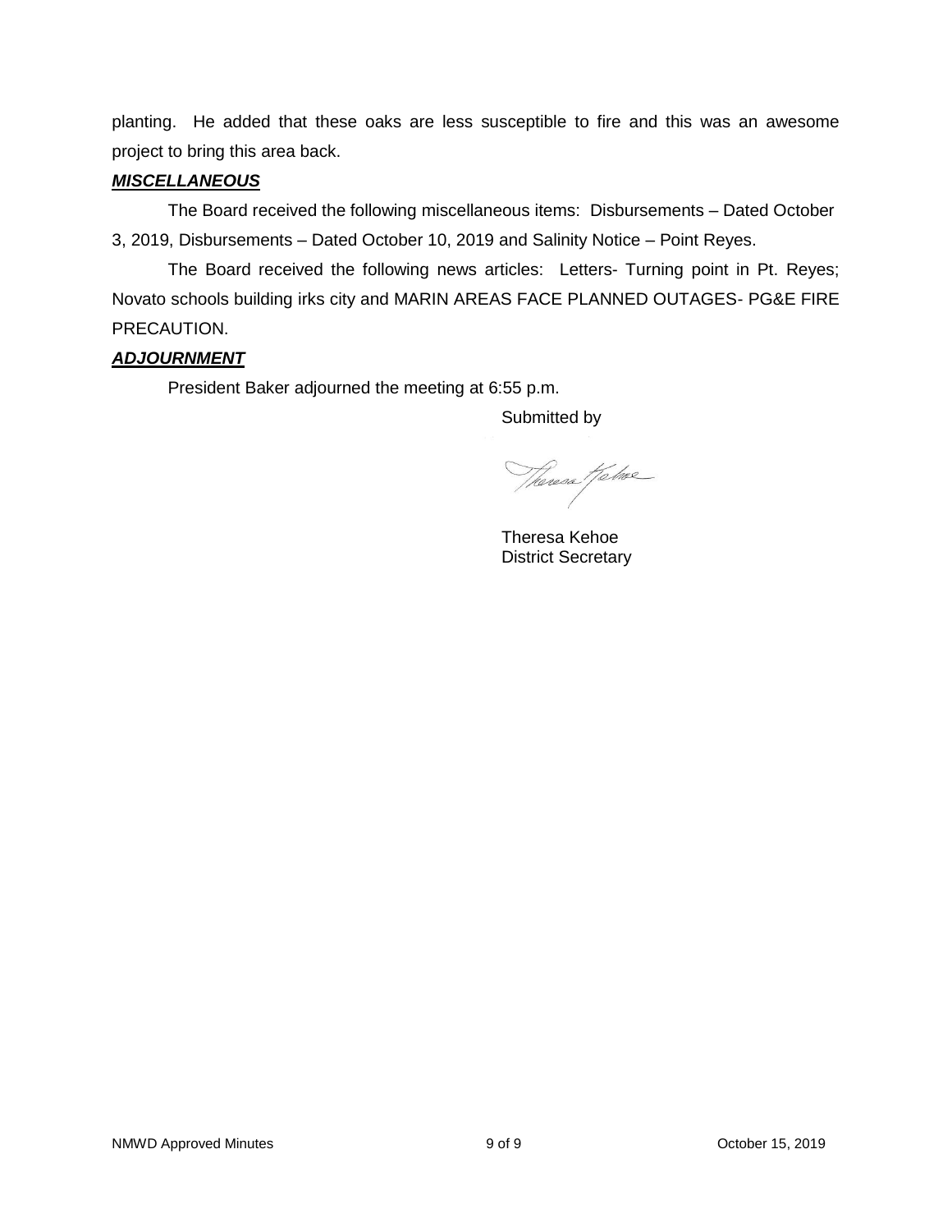planting. He added that these oaks are less susceptible to fire and this was an awesome project to bring this area back.

***MISCELLANEOUS***

The Board received the following miscellaneous items: Disbursements – Dated October 3, 2019, Disbursements – Dated October 10, 2019 and Salinity Notice – Point Reyes.

The Board received the following news articles: Letters- Turning point in Pt. Reyes; Novato schools building irks city and MARIN AREAS FACE PLANNED OUTAGES- PG&E FIRE PRECAUTION.

***ADJOURNMENT***

President Baker adjourned the meeting at 6:55 p.m.

Submitted by

Theresa Kehoe

Theresa Kehoe
District Secretary